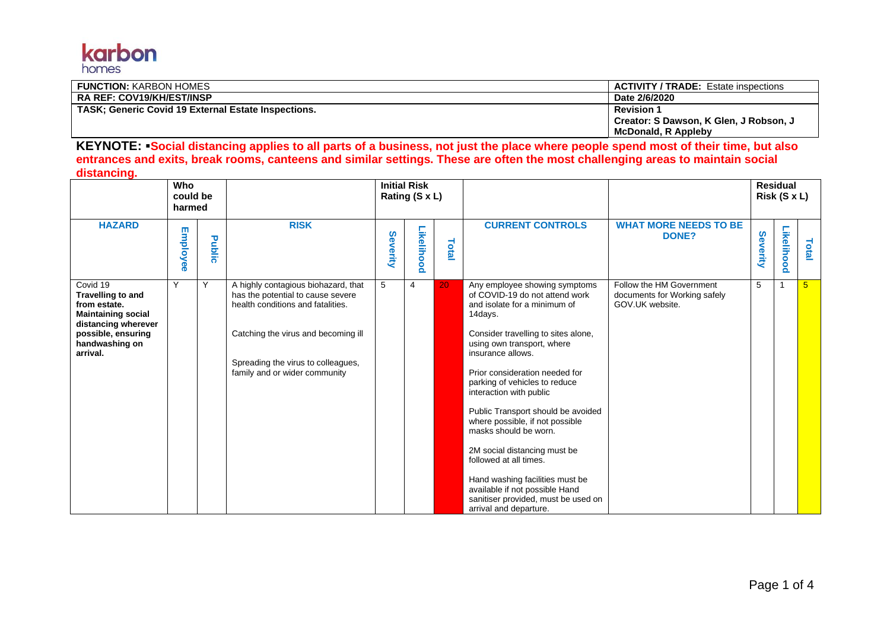karbon homes

| **FUNCTION:** KARBON HOMES | **ACTIVITY / TRADE:** Estate inspections |
|---|---|
| **RA REF: COV19/KH/EST/INSP** | **Date 2/6/2020** |
| **TASK; Generic Covid 19 External Estate Inspections.** | **Revision 1** <br> **Creator: S Dawson, K Glen, J Robson, J McDonald, R Appleby** |

**KEYNOTE: ▪Social distancing applies to all parts of a business, not just the place where people spend most of their time, but also entrances and exits, break rooms, canteens and similar settings. These are often the most challenging areas to maintain social distancing.**

| | Who could be harmed | | | Initial Risk Rating (S x L) | | | | | Residual Risk (S x L) | | |
|---|---|---|---|---|---|---|---|---|---|---|---|
| **HAZARD** | **Employee** | **Public** | **RISK** | **Severity** | **Likelihood** | **Total** | **CURRENT CONTROLS** | **WHAT MORE NEEDS TO BE DONE?** | **Severity** | **Likelihood** | **Total** |
| Covid 19 **Travelling to and from estate. Maintaining social distancing wherever possible, ensuring handwashing on arrival.** | Y | Y | A highly contagious biohazard, that has the potential to cause severe health conditions and fatalities.<br><br>Catching the virus and becoming ill<br><br>Spreading the virus to colleagues, family and or wider community | 5 | 4 | 20 | Any employee showing symptoms of COVID-19 do not attend work and isolate for a minimum of 14days.<br><br>Consider travelling to sites alone, using own transport, where insurance allows.<br><br>Prior consideration needed for parking of vehicles to reduce interaction with public<br><br>Public Transport should be avoided where possible, if not possible masks should be worn.<br><br>2M social distancing must be followed at all times.<br><br>Hand washing facilities must be available if not possible Hand sanitiser provided, must be used on arrival and departure. | Follow the HM Government documents for Working safely GOV.UK website. | 5 | 1 | 5 |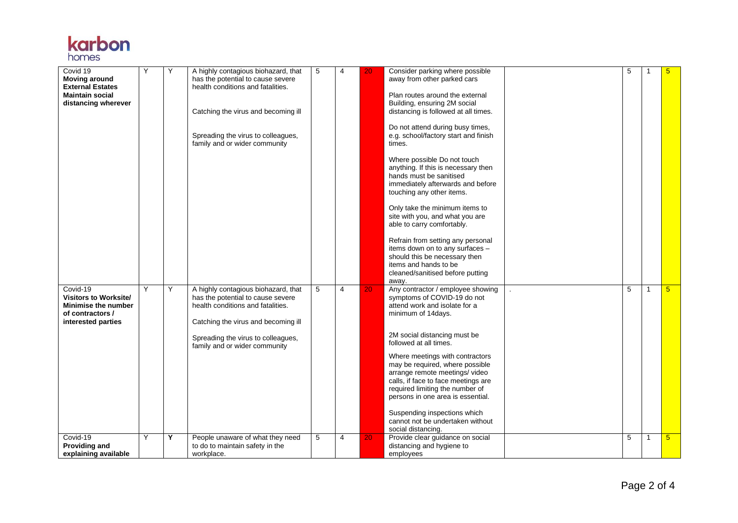| Covid 19 **Moving around External Estates Maintain social distancing wherever** | Y | Y | A highly contagious biohazard, that has the potential to cause severe health conditions and fatalities.<br><br>Catching the virus and becoming ill<br><br>Spreading the virus to colleagues, family and or wider community | 5 | 4 | 20 | Consider parking where possible away from other parked cars<br><br>Plan routes around the external Building, ensuring 2M social distancing is followed at all times.<br><br>Do not attend during busy times, e.g. school/factory start and finish times.<br><br>Where possible Do not touch anything. If this is necessary then hands must be sanitised immediately afterwards and before touching any other items.<br><br>Only take the minimum items to site with you, and what you are able to carry comfortably.<br><br>Refrain from setting any personal items down on to any surfaces – should this be necessary then items and hands to be cleaned/sanitised before putting away. | | 5 | 1 | 5 |
|---|---|---|---|---|---|---|---|---|---|---|---|
| Covid-19 **Visitors to Worksite/ Minimise the number of contractors / interested parties** | Y | Y | A highly contagious biohazard, that has the potential to cause severe health conditions and fatalities.<br><br>Catching the virus and becoming ill<br><br>Spreading the virus to colleagues, family and or wider community | 5 | 4 | 20 | Any contractor / employee showing symptoms of COVID-19 do not attend work and isolate for a minimum of 14days.<br><br>2M social distancing must be followed at all times.<br><br>Where meetings with contractors may be required, where possible arrange remote meetings/ video calls, if face to face meetings are required limiting the number of persons in one area is essential.<br><br>Suspending inspections which cannot not be undertaken without social distancing. | . | 5 | 1 | 5 |
| Covid-19 **Providing and explaining available** | Y | **Y** | People unaware of what they need to do to maintain safety in the workplace. | 5 | 4 | 20 | Provide clear guidance on social distancing and hygiene to employees | | 5 | 1 | 5 |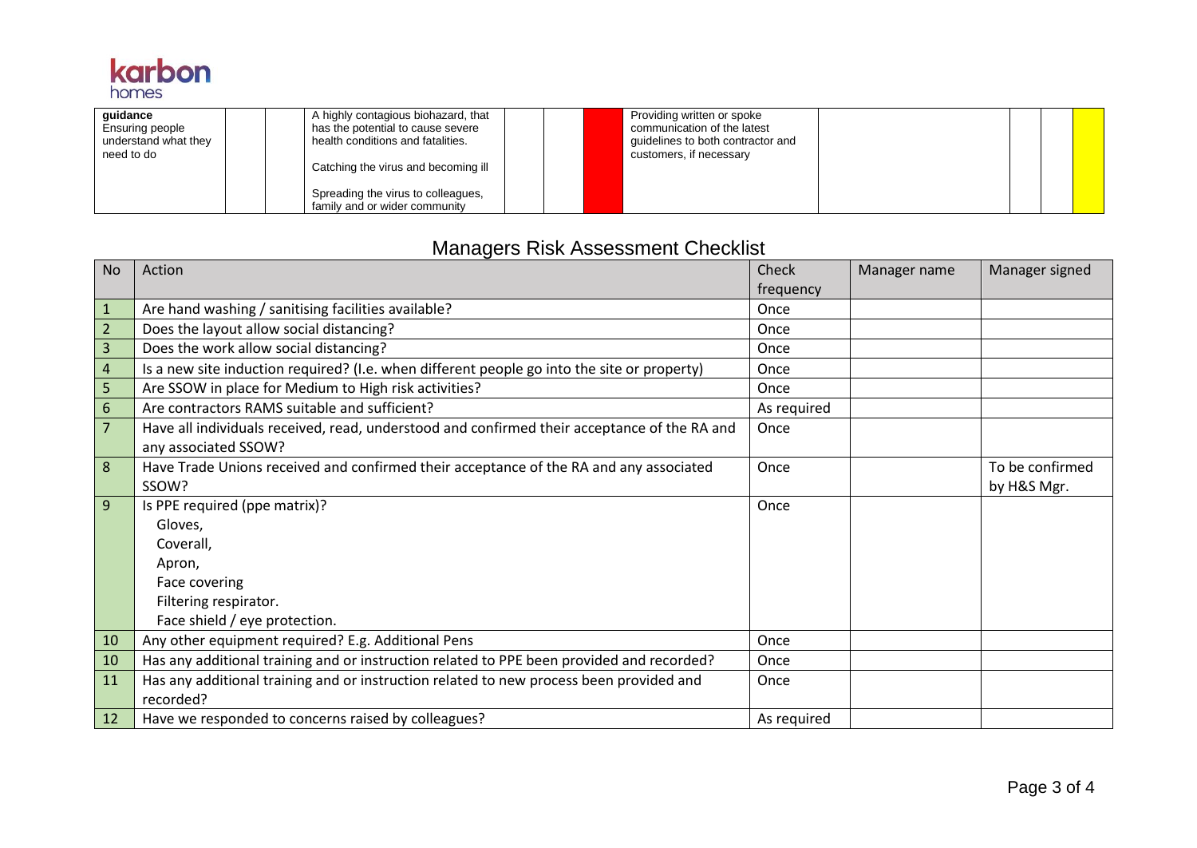| guidance<br>Ensuring people understand what they need to do | | | A highly contagious biohazard, that has the potential to cause severe health conditions and fatalities.<br><br>Catching the virus and becoming ill<br><br>Spreading the virus to colleagues, family and or wider community | | | | Providing written or spoke communication of the latest guidelines to both contractor and customers, if necessary | | | | |
|---|---|---|---|---|---|---|---|---|---|---|---|

## Managers Risk Assessment Checklist

| No | Action | Check frequency | Manager name | Manager signed |
|---|---|---|---|---|
| 1 | Are hand washing / sanitising facilities available? | Once | | |
| 2 | Does the layout allow social distancing? | Once | | |
| 3 | Does the work allow social distancing? | Once | | |
| 4 | Is a new site induction required? (I.e. when different people go into the site or property) | Once | | |
| 5 | Are SSOW in place for Medium to High risk activities? | Once | | |
| 6 | Are contractors RAMS suitable and sufficient? | As required | | |
| 7 | Have all individuals received, read, understood and confirmed their acceptance of the RA and any associated SSOW? | Once | | |
| 8 | Have Trade Unions received and confirmed their acceptance of the RA and any associated SSOW? | Once | | To be confirmed by H&S Mgr. |
| 9 | Is PPE required (ppe matrix)?<br>Gloves,<br>Coverall,<br>Apron,<br>Face covering<br>Filtering respirator.<br>Face shield / eye protection. | Once | | |
| 10 | Any other equipment required? E.g. Additional Pens | Once | | |
| 10 | Has any additional training and or instruction related to PPE been provided and recorded? | Once | | |
| 11 | Has any additional training and or instruction related to new process been provided and recorded? | Once | | |
| 12 | Have we responded to concerns raised by colleagues? | As required | | |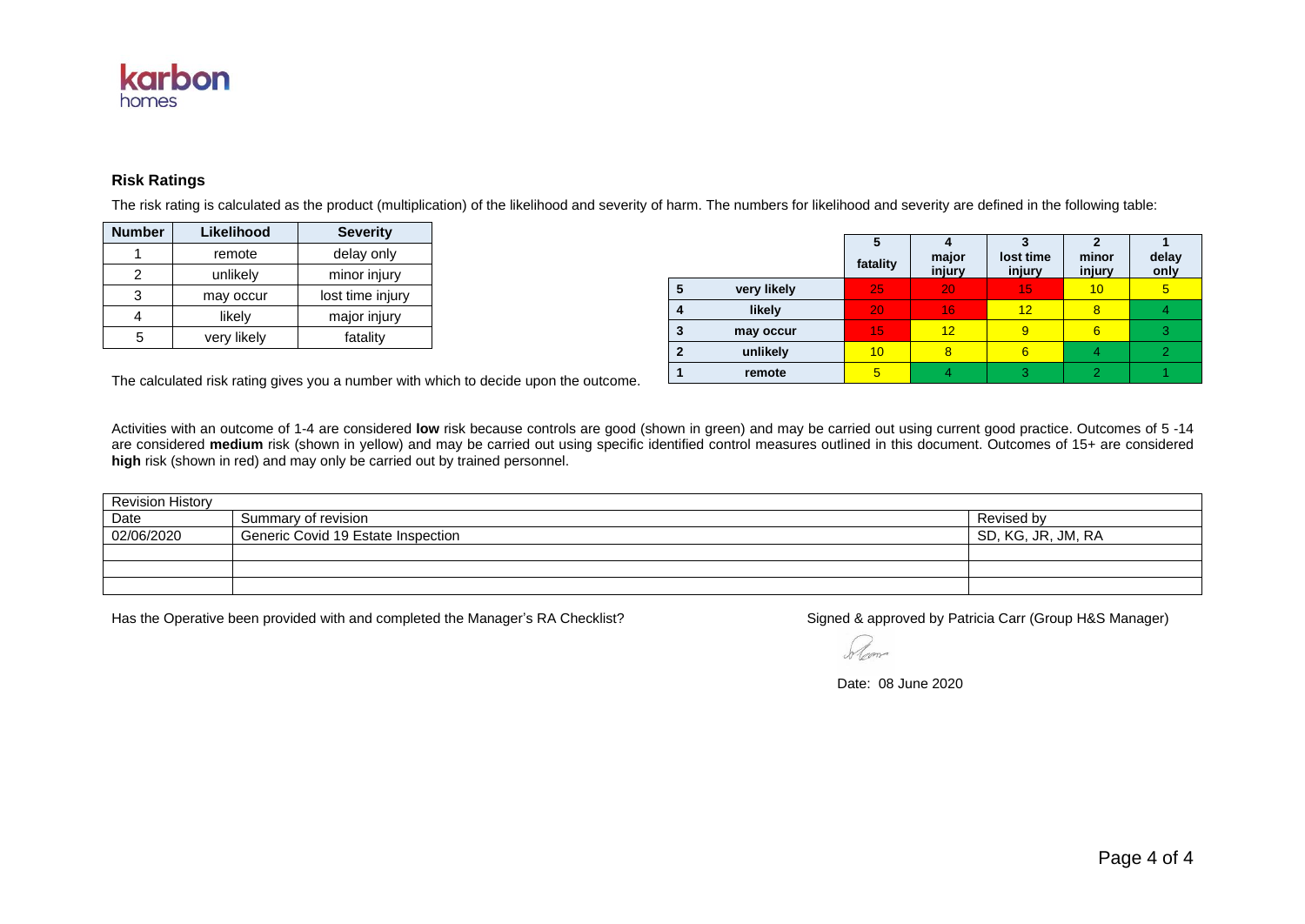karbon homes

## Risk Ratings

The risk rating is calculated as the product (multiplication) of the likelihood and severity of harm. The numbers for likelihood and severity are defined in the following table:

| Number | Likelihood | Severity |
|---|---|---|
| 1 | remote | delay only |
| 2 | unlikely | minor injury |
| 3 | may occur | lost time injury |
| 4 | likely | major injury |
| 5 | very likely | fatality |

| | | 5 fatality | 4 major injury | 3 lost time injury | 2 minor injury | 1 delay only |
|---|---|---|---|---|---|---|
| 5 | very likely | 25 | 20 | 15 | 10 | 5 |
| 4 | likely | 20 | 16 | 12 | 8 | 4 |
| 3 | may occur | 15 | 12 | 9 | 6 | 3 |
| 2 | unlikely | 10 | 8 | 6 | 4 | 2 |
| 1 | remote | 5 | 4 | 3 | 2 | 1 |

The calculated risk rating gives you a number with which to decide upon the outcome.

Activities with an outcome of 1-4 are considered **low** risk because controls are good (shown in green) and may be carried out using current good practice. Outcomes of 5 -14 are considered **medium** risk (shown in yellow) and may be carried out using specific identified control measures outlined in this document. Outcomes of 15+ are considered **high** risk (shown in red) and may only be carried out by trained personnel.

| Revision History | | |
|---|---|---|
| Date | Summary of revision | Revised by |
| 02/06/2020 | Generic Covid 19 Estate Inspection | SD, KG, JR, JM, RA |
| | | |
| | | |
| | | |

Has the Operative been provided with and completed the Manager's RA Checklist?

Signed & approved by Patricia Carr (Group H&S Manager)

Date: 08 June 2020